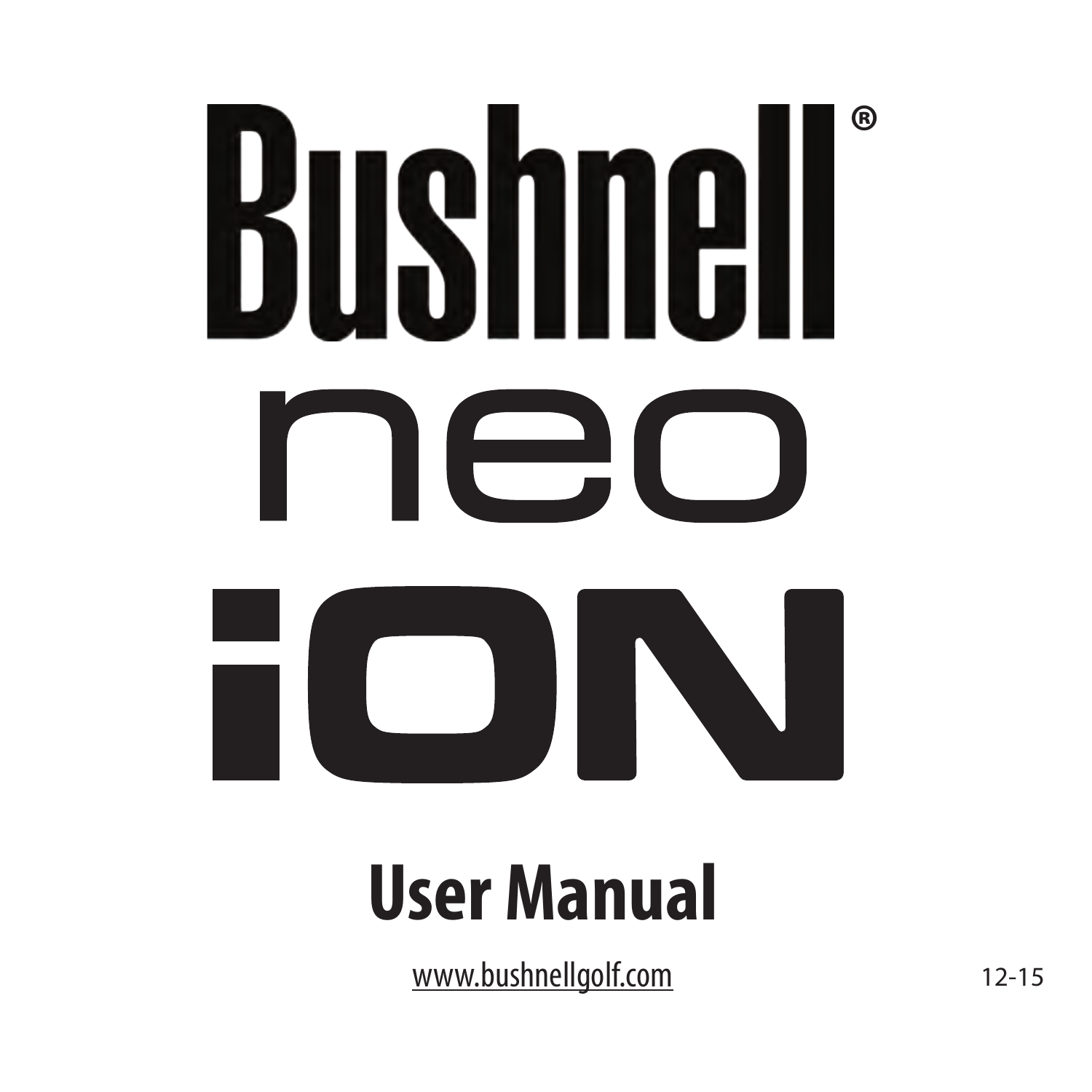# Bushnell®

# neo

# iON

## User Manual

www.bushnellgolf.com

12-15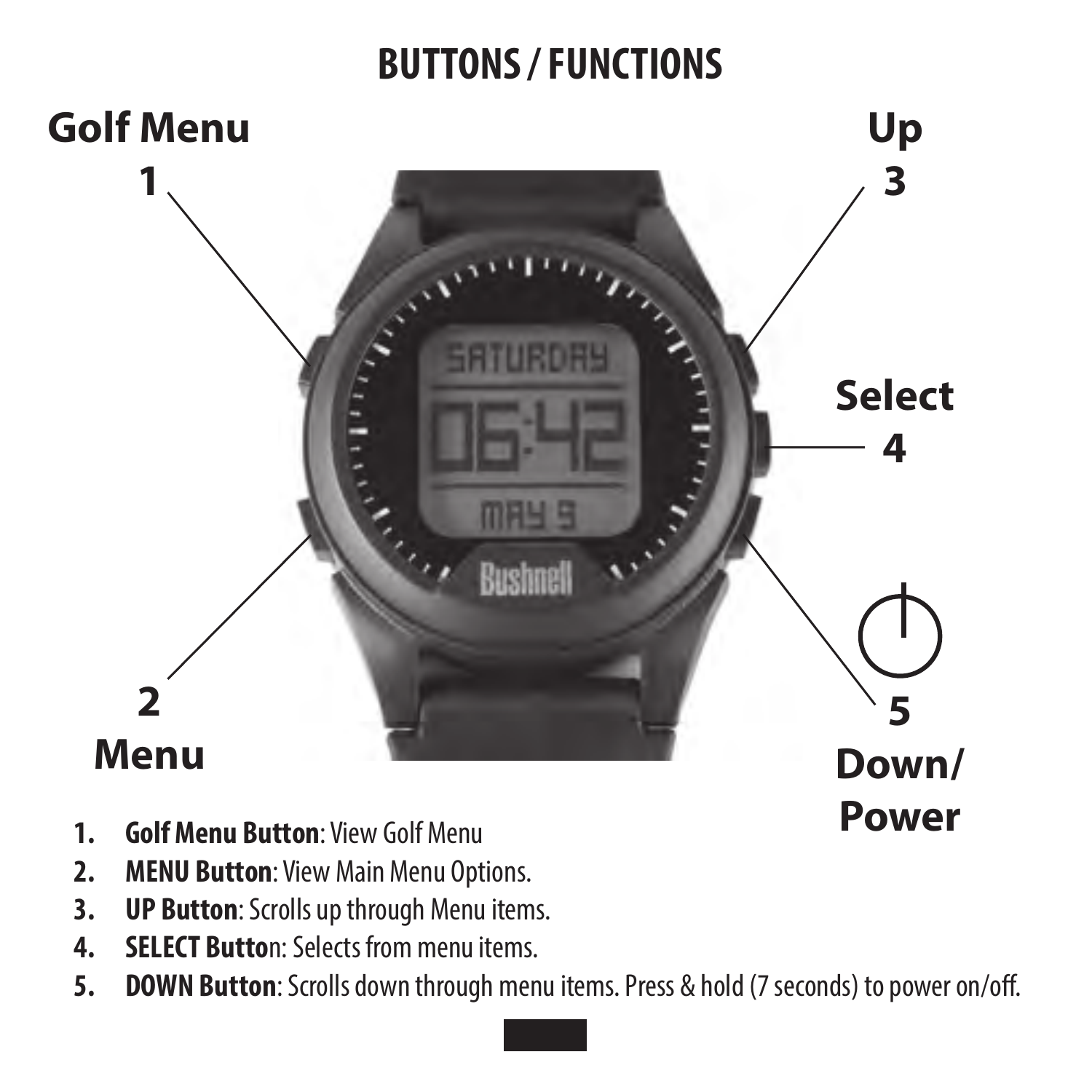# BUTTONS / FUNCTIONS

Golf Menu 1

Up 3

Select 4

2 Menu

5 Down/ Power

1. **Golf Menu Button**: View Golf Menu
2. **MENU Button**: View Main Menu Options.
3. **UP Button**: Scrolls up through Menu items.
4. **SELECT Button**: Selects from menu items.
5. **DOWN Button**: Scrolls down through menu items. Press & hold (7 seconds) to power on/off.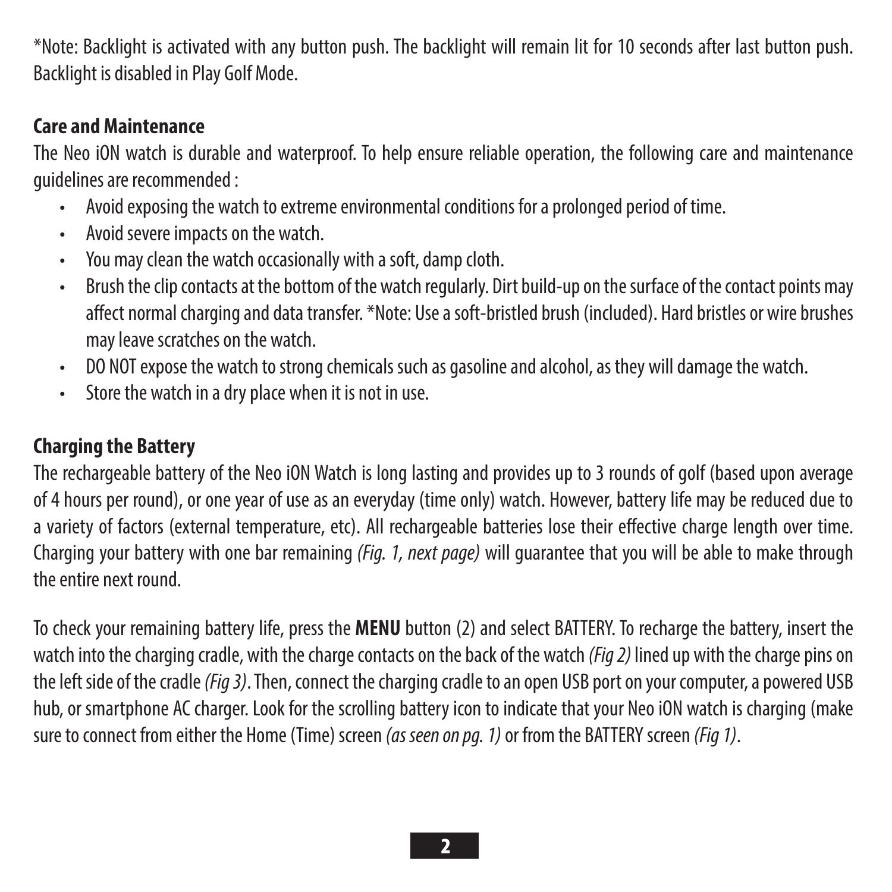*Note: Backlight is activated with any button push. The backlight will remain lit for 10 seconds after last button push. Backlight is disabled in Play Golf Mode.

## Care and Maintenance

The Neo iON watch is durable and waterproof. To help ensure reliable operation, the following care and maintenance guidelines are recommended :

- Avoid exposing the watch to extreme environmental conditions for a prolonged period of time.
- Avoid severe impacts on the watch.
- You may clean the watch occasionally with a soft, damp cloth.
- Brush the clip contacts at the bottom of the watch regularly. Dirt build-up on the surface of the contact points may affect normal charging and data transfer. *Note: Use a soft-bristled brush (included). Hard bristles or wire brushes may leave scratches on the watch.
- DO NOT expose the watch to strong chemicals such as gasoline and alcohol, as they will damage the watch.
- Store the watch in a dry place when it is not in use.

## Charging the Battery

The rechargeable battery of the Neo iON Watch is long lasting and provides up to 3 rounds of golf (based upon average of 4 hours per round), or one year of use as an everyday (time only) watch. However, battery life may be reduced due to a variety of factors (external temperature, etc). All rechargeable batteries lose their effective charge length over time. Charging your battery with one bar remaining *(Fig. 1, next page)* will guarantee that you will be able to make through the entire next round.

To check your remaining battery life, press the **MENU** button (2) and select BATTERY. To recharge the battery, insert the watch into the charging cradle, with the charge contacts on the back of the watch *(Fig 2)* lined up with the charge pins on the left side of the cradle *(Fig 3)*. Then, connect the charging cradle to an open USB port on your computer, a powered USB hub, or smartphone AC charger. Look for the scrolling battery icon to indicate that your Neo iON watch is charging (make sure to connect from either the Home (Time) screen *(as seen on pg. 1)* or from the BATTERY screen *(Fig 1)*.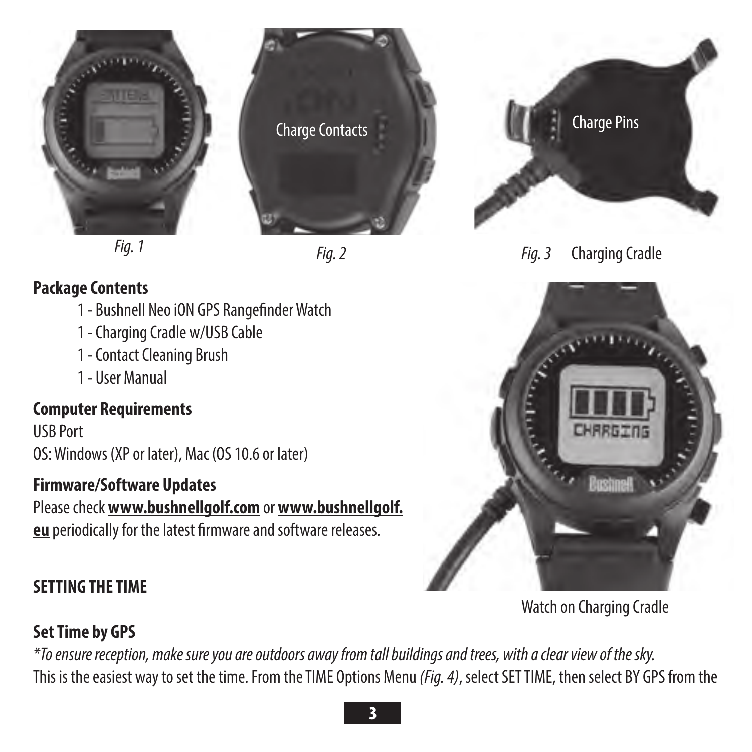Charge Contacts

Charge Pins

*Fig. 1*

*Fig. 2*

*Fig. 3* Charging Cradle

Watch on Charging Cradle

## Package Contents

1 - Bushnell Neo iON GPS Rangefinder Watch
1 - Charging Cradle w/USB Cable
1 - Contact Cleaning Brush
1 - User Manual

## Computer Requirements

USB Port
OS: Windows (XP or later), Mac (OS 10.6 or later)

## Firmware/Software Updates

Please check **www.bushnellgolf.com** or **www.bushnellgolf.eu** periodically for the latest firmware and software releases.

## SETTING THE TIME

### Set Time by GPS

*\*To ensure reception, make sure you are outdoors away from tall buildings and trees, with a clear view of the sky.*
This is the easiest way to set the time. From the TIME Options Menu *(Fig. 4)*, select SET TIME, then select BY GPS from the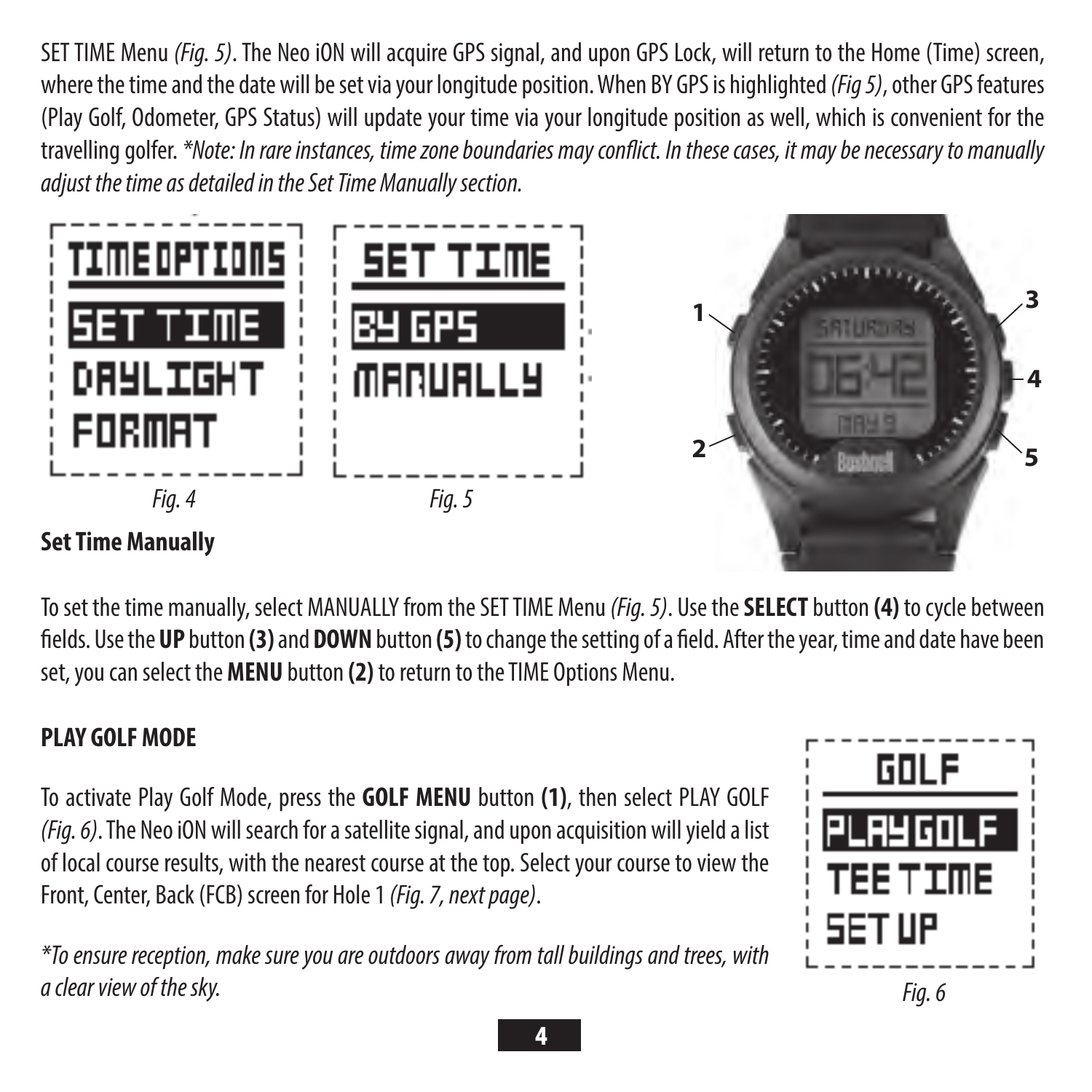SET TIME Menu *(Fig. 5)*. The Neo iON will acquire GPS signal, and upon GPS Lock, will return to the Home (Time) screen, where the time and the date will be set via your longitude position. When BY GPS is highlighted *(Fig 5)*, other GPS features (Play Golf, Odometer, GPS Status) will update your time via your longitude position as well, which is convenient for the travelling golfer. *\*Note: In rare instances, time zone boundaries may conflict. In these cases, it may be necessary to manually adjust the time as detailed in the Set Time Manually section.*

TIME OPTIONS
SET TIME
DAYLIGHT
FORMAT

*Fig. 4*

SET TIME
BY GPS
MANUALLY

*Fig. 5*

### Set Time Manually

To set the time manually, select MANUALLY from the SET TIME Menu *(Fig. 5)*. Use the **SELECT** button **(4)** to cycle between fields. Use the **UP** button **(3)** and **DOWN** button **(5)** to change the setting of a field. After the year, time and date have been set, you can select the **MENU** button **(2)** to return to the TIME Options Menu.

### PLAY GOLF MODE

To activate Play Golf Mode, press the **GOLF MENU** button **(1)**, then select PLAY GOLF *(Fig. 6)*. The Neo iON will search for a satellite signal, and upon acquisition will yield a list of local course results, with the nearest course at the top. Select your course to view the Front, Center, Back (FCB) screen for Hole 1 *(Fig. 7, next page)*.

*\*To ensure reception, make sure you are outdoors away from tall buildings and trees, with a clear view of the sky.*

GOLF
PLAY GOLF
TEE TIME
SET UP

*Fig. 6*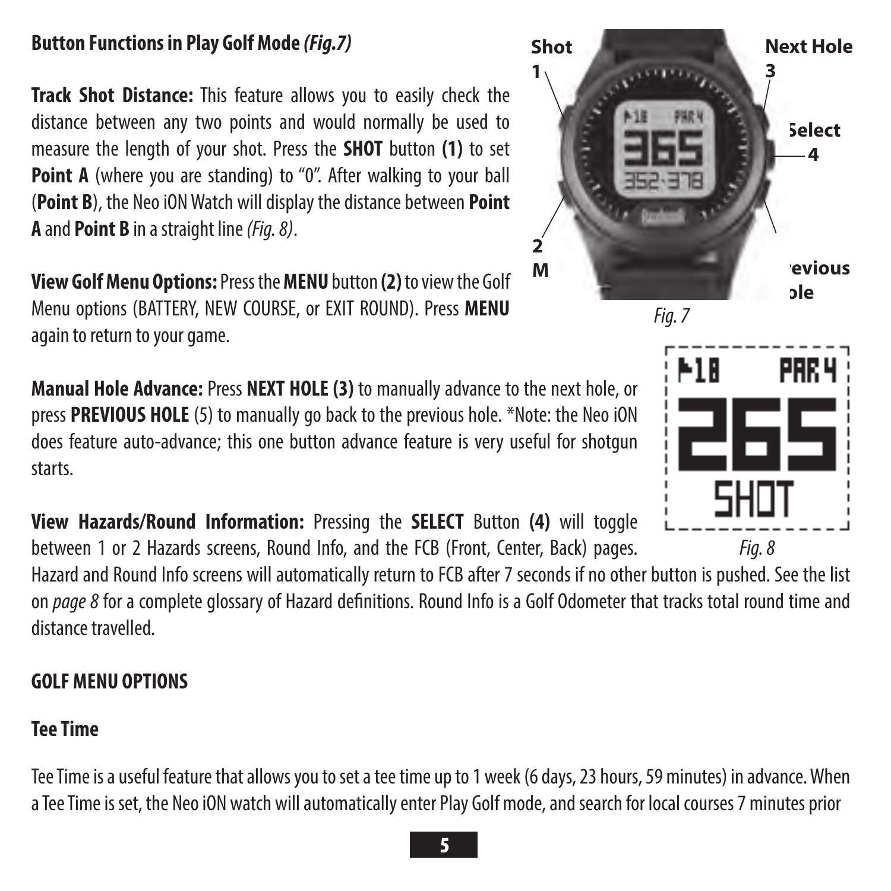**Button Functions in Play Golf Mode *(Fig.7)***

**Track Shot Distance:** This feature allows you to easily check the distance between any two points and would normally be used to measure the length of your shot. Press the **SHOT** button **(1)** to set **Point A** (where you are standing) to "0". After walking to your ball (**Point B**), the Neo iON Watch will display the distance between **Point A** and **Point B** in a straight line *(Fig. 8)*.

**View Golf Menu Options:** Press the **MENU** button **(2)** to view the Golf Menu options (BATTERY, NEW COURSE, or EXIT ROUND). Press **MENU** again to return to your game.

*Fig. 7*

**Manual Hole Advance:** Press **NEXT HOLE (3)** to manually advance to the next hole, or press **PREVIOUS HOLE** (5) to manually go back to the previous hole. *Note: the Neo iON does feature auto-advance; this one button advance feature is very useful for shotgun starts.

**View Hazards/Round Information:** Pressing the **SELECT** Button **(4)** will toggle between 1 or 2 Hazards screens, Round Info, and the FCB (Front, Center, Back) pages. Hazard and Round Info screens will automatically return to FCB after 7 seconds if no other button is pushed. See the list on *page 8* for a complete glossary of Hazard definitions. Round Info is a Golf Odometer that tracks total round time and distance travelled.

*Fig. 8*

## GOLF MENU OPTIONS

### Tee Time

Tee Time is a useful feature that allows you to set a tee time up to 1 week (6 days, 23 hours, 59 minutes) in advance. When a Tee Time is set, the Neo iON watch will automatically enter Play Golf mode, and search for local courses 7 minutes prior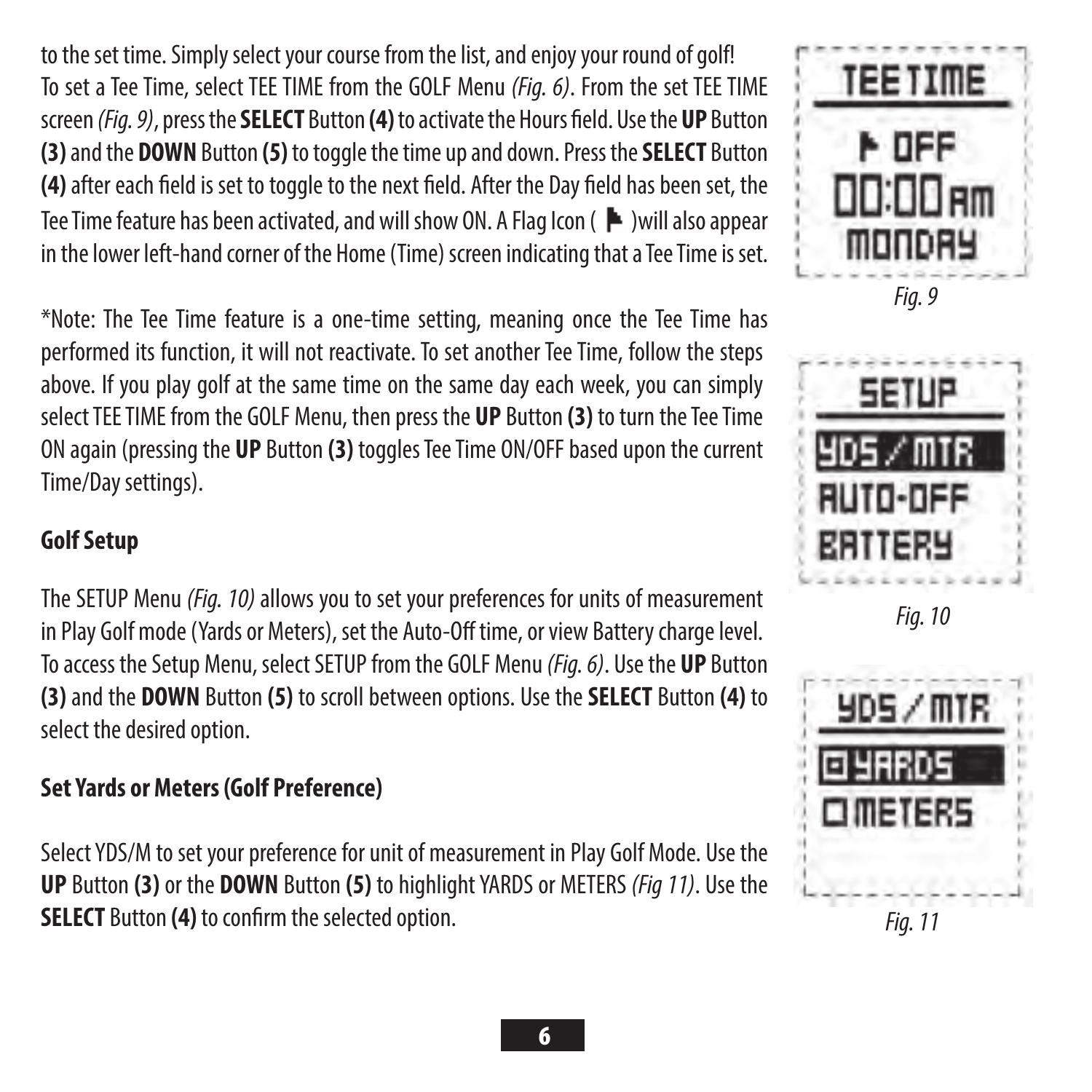to the set time. Simply select your course from the list, and enjoy your round of golf!
To set a Tee Time, select TEE TIME from the GOLF Menu *(Fig. 6)*. From the set TEE TIME screen *(Fig. 9)*, press the **SELECT** Button **(4)** to activate the Hours field. Use the **UP** Button **(3)** and the **DOWN** Button **(5)** to toggle the time up and down. Press the **SELECT** Button **(4)** after each field is set to toggle to the next field. After the Day field has been set, the Tee Time feature has been activated, and will show ON. A Flag Icon ( ⚑ )will also appear in the lower left-hand corner of the Home (Time) screen indicating that a Tee Time is set.

*Note: The Tee Time feature is a one-time setting, meaning once the Tee Time has performed its function, it will not reactivate. To set another Tee Time, follow the steps above. If you play golf at the same time on the same day each week, you can simply select TEE TIME from the GOLF Menu, then press the **UP** Button **(3)** to turn the Tee Time ON again (pressing the **UP** Button **(3)** toggles Tee Time ON/OFF based upon the current Time/Day settings).

TEE TIME
⚑ OFF
00:00 AM
MONDAY

*Fig. 9*

## Golf Setup

The SETUP Menu *(Fig. 10)* allows you to set your preferences for units of measurement in Play Golf mode (Yards or Meters), set the Auto-Off time, or view Battery charge level. To access the Setup Menu, select SETUP from the GOLF Menu *(Fig. 6)*. Use the **UP** Button **(3)** and the **DOWN** Button **(5)** to scroll between options. Use the **SELECT** Button **(4)** to select the desired option.

SETUP
YDS / MTR
AUTO-OFF
BATTERY

*Fig. 10*

## Set Yards or Meters (Golf Preference)

Select YDS/M to set your preference for unit of measurement in Play Golf Mode. Use the **UP** Button **(3)** or the **DOWN** Button **(5)** to highlight YARDS or METERS *(Fig 11)*. Use the **SELECT** Button **(4)** to confirm the selected option.

YDS / MTR
☑ YARDS
☐ METERS

*Fig. 11*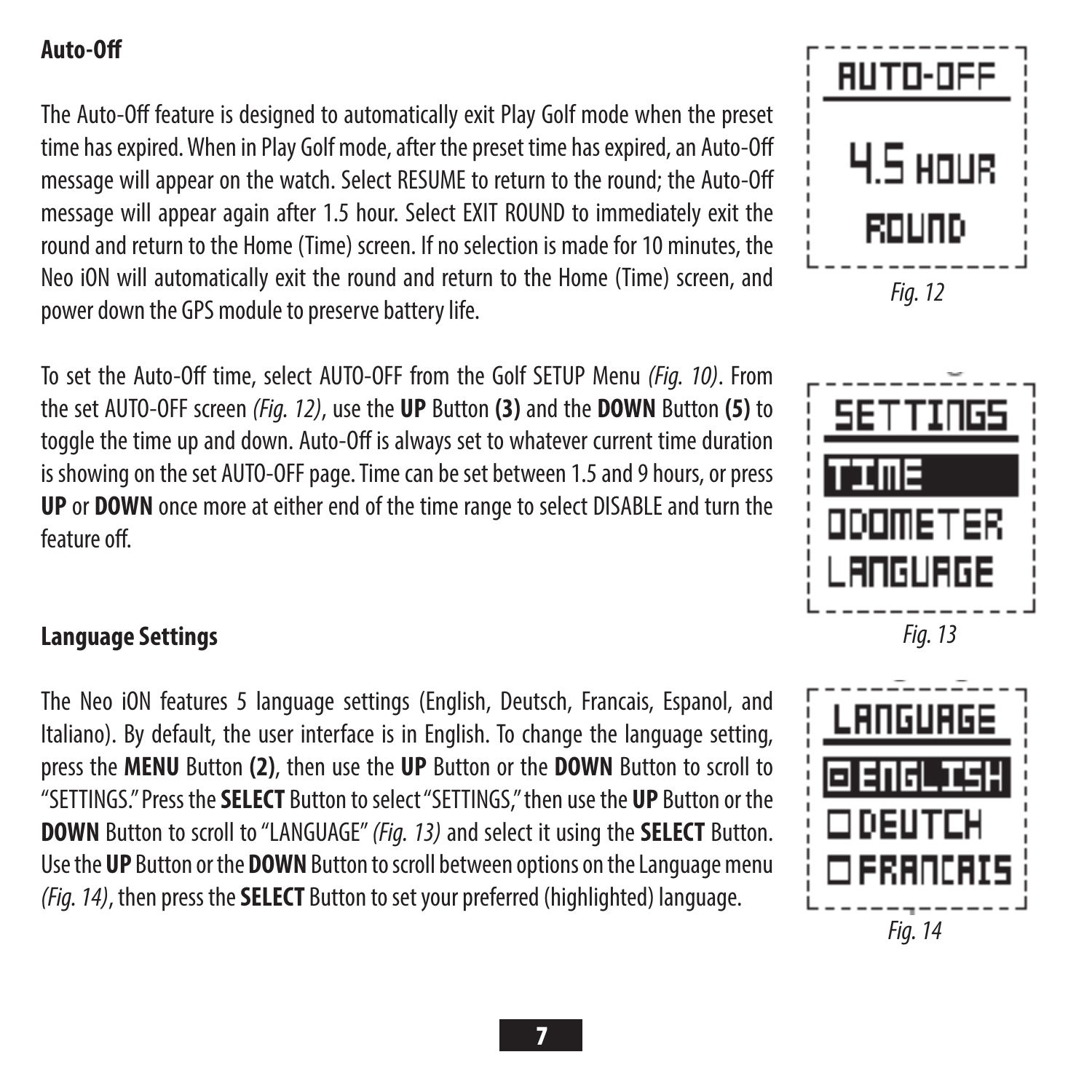## Auto-Off

The Auto-Off feature is designed to automatically exit Play Golf mode when the preset time has expired. When in Play Golf mode, after the preset time has expired, an Auto-Off message will appear on the watch. Select RESUME to return to the round; the Auto-Off message will appear again after 1.5 hour. Select EXIT ROUND to immediately exit the round and return to the Home (Time) screen. If no selection is made for 10 minutes, the Neo iON will automatically exit the round and return to the Home (Time) screen, and power down the GPS module to preserve battery life.

To set the Auto-Off time, select AUTO-OFF from the Golf SETUP Menu *(Fig. 10)*. From the set AUTO-OFF screen *(Fig. 12)*, use the **UP** Button **(3)** and the **DOWN** Button **(5)** to toggle the time up and down. Auto-Off is always set to whatever current time duration is showing on the set AUTO-OFF page. Time can be set between 1.5 and 9 hours, or press **UP** or **DOWN** once more at either end of the time range to select DISABLE and turn the feature off.

AUTO-OFF
4.5 HOUR
ROUND

*Fig. 12*

SETTINGS
TIME
ODOMETER
LANGUAGE

*Fig. 13*

## Language Settings

The Neo iON features 5 language settings (English, Deutsch, Francais, Espanol, and Italiano). By default, the user interface is in English. To change the language setting, press the **MENU** Button **(2)**, then use the **UP** Button or the **DOWN** Button to scroll to "SETTINGS." Press the **SELECT** Button to select "SETTINGS," then use the **UP** Button or the **DOWN** Button to scroll to "LANGUAGE" *(Fig. 13)* and select it using the **SELECT** Button. Use the **UP** Button or the **DOWN** Button to scroll between options on the Language menu *(Fig. 14)*, then press the **SELECT** Button to set your preferred (highlighted) language.

LANGUAGE
ENGLISH
DEUTCH
FRANCAIS

*Fig. 14*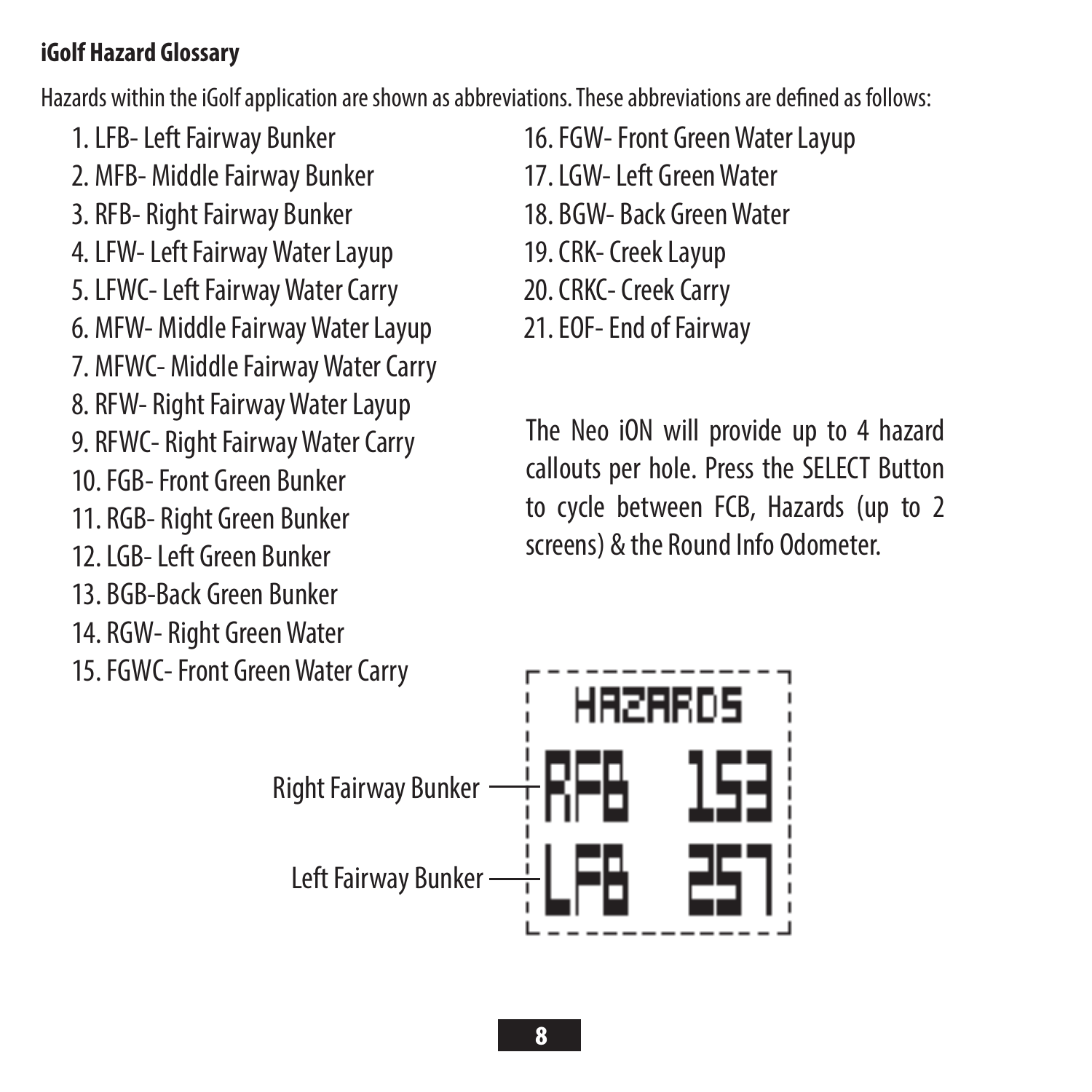**iGolf Hazard Glossary**

Hazards within the iGolf application are shown as abbreviations. These abbreviations are defined as follows:

1. LFB- Left Fairway Bunker
2. MFB- Middle Fairway Bunker
3. RFB- Right Fairway Bunker
4. LFW- Left Fairway Water Layup
5. LFWC- Left Fairway Water Carry
6. MFW- Middle Fairway Water Layup
7. MFWC- Middle Fairway Water Carry
8. RFW- Right Fairway Water Layup
9. RFWC- Right Fairway Water Carry
10. FGB- Front Green Bunker
11. RGB- Right Green Bunker
12. LGB- Left Green Bunker
13. BGB-Back Green Bunker
14. RGW- Right Green Water
15. FGWC- Front Green Water Carry
16. FGW- Front Green Water Layup
17. LGW- Left Green Water
18. BGW- Back Green Water
19. CRK- Creek Layup
20. CRKC- Creek Carry
21. EOF- End of Fairway

The Neo iON will provide up to 4 hazard callouts per hole. Press the SELECT Button to cycle between FCB, Hazards (up to 2 screens) & the Round Info Odometer.

HAZARDS

Right Fairway Bunker — RFB 153

Left Fairway Bunker — LFB 257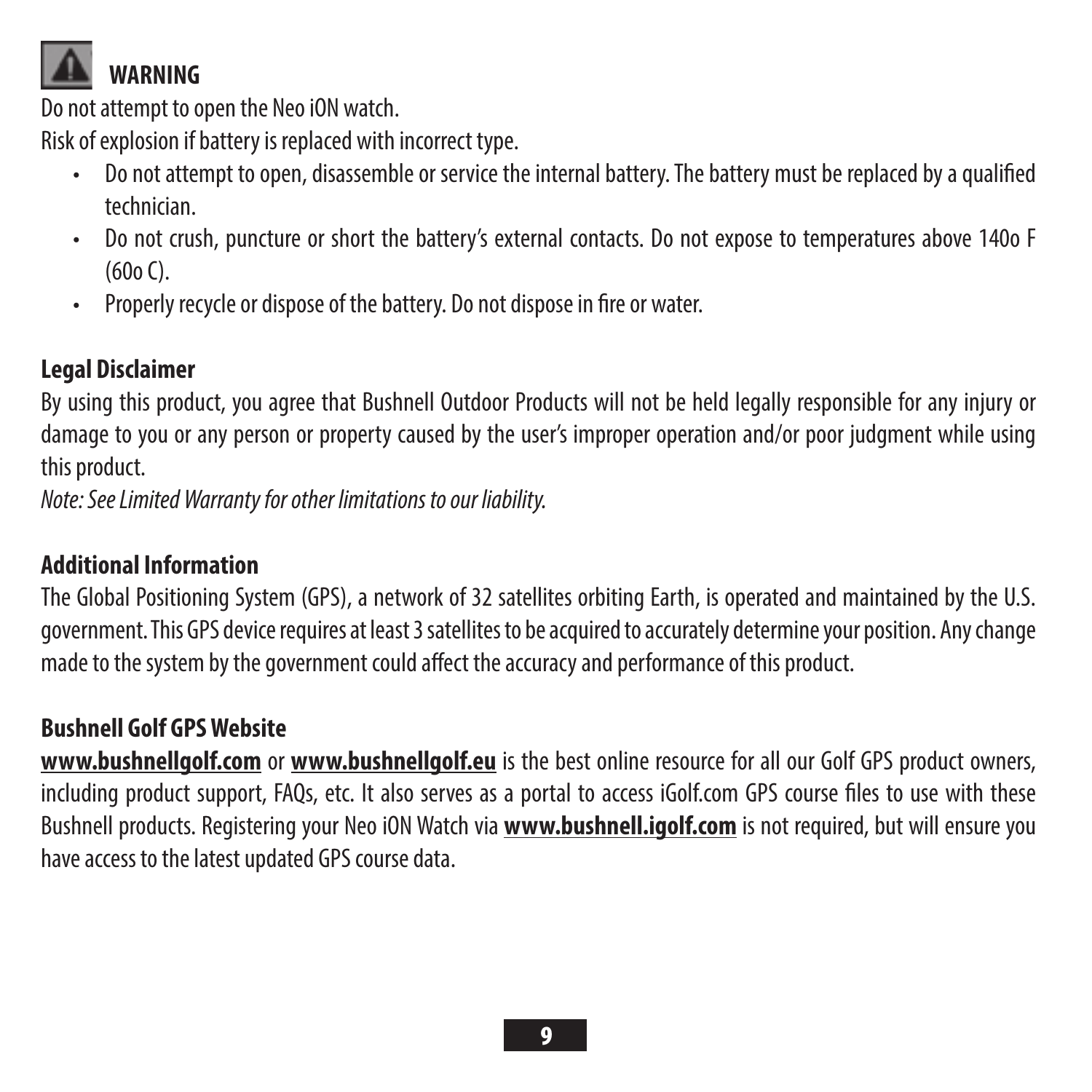## WARNING

Do not attempt to open the Neo iON watch.

Risk of explosion if battery is replaced with incorrect type.

- Do not attempt to open, disassemble or service the internal battery. The battery must be replaced by a qualified technician.
- Do not crush, puncture or short the battery's external contacts. Do not expose to temperatures above 140o F (60o C).
- Properly recycle or dispose of the battery. Do not dispose in fire or water.

## Legal Disclaimer

By using this product, you agree that Bushnell Outdoor Products will not be held legally responsible for any injury or damage to you or any person or property caused by the user's improper operation and/or poor judgment while using this product.

*Note: See Limited Warranty for other limitations to our liability.*

## Additional Information

The Global Positioning System (GPS), a network of 32 satellites orbiting Earth, is operated and maintained by the U.S. government. This GPS device requires at least 3 satellites to be acquired to accurately determine your position. Any change made to the system by the government could affect the accuracy and performance of this product.

## Bushnell Golf GPS Website

**www.bushnellgolf.com** or **www.bushnellgolf.eu** is the best online resource for all our Golf GPS product owners, including product support, FAQs, etc. It also serves as a portal to access iGolf.com GPS course files to use with these Bushnell products. Registering your Neo iON Watch via **www.bushnell.igolf.com** is not required, but will ensure you have access to the latest updated GPS course data.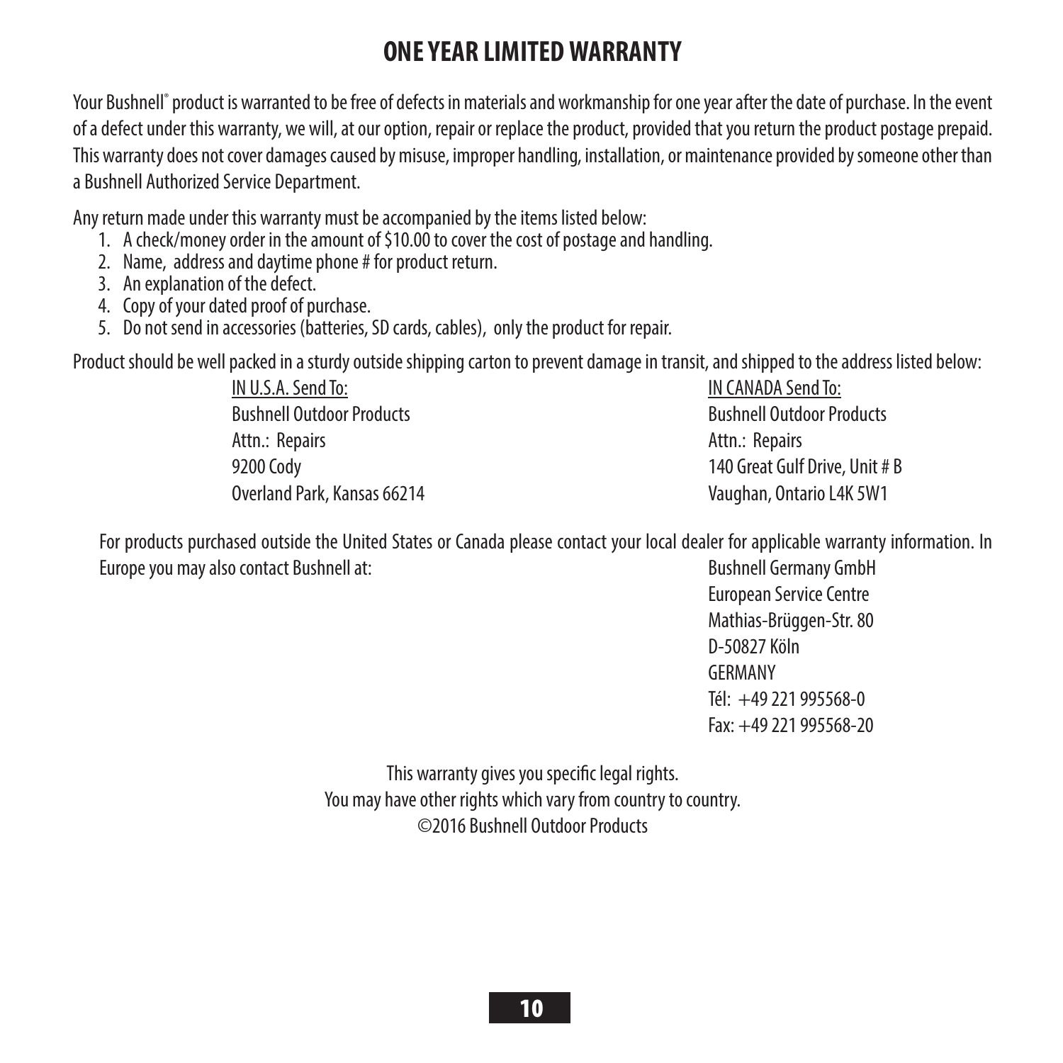# ONE YEAR LIMITED WARRANTY

Your Bushnell® product is warranted to be free of defects in materials and workmanship for one year after the date of purchase. In the event of a defect under this warranty, we will, at our option, repair or replace the product, provided that you return the product postage prepaid. This warranty does not cover damages caused by misuse, improper handling, installation, or maintenance provided by someone other than a Bushnell Authorized Service Department.

Any return made under this warranty must be accompanied by the items listed below:

1. A check/money order in the amount of $10.00 to cover the cost of postage and handling.
2. Name, address and daytime phone # for product return.
3. An explanation of the defect.
4. Copy of your dated proof of purchase.
5. Do not send in accessories (batteries, SD cards, cables), only the product for repair.

Product should be well packed in a sturdy outside shipping carton to prevent damage in transit, and shipped to the address listed below:

IN U.S.A. Send To:
Bushnell Outdoor Products
Attn.: Repairs
9200 Cody
Overland Park, Kansas 66214

IN CANADA Send To:
Bushnell Outdoor Products
Attn.: Repairs
140 Great Gulf Drive, Unit # B
Vaughan, Ontario L4K 5W1

For products purchased outside the United States or Canada please contact your local dealer for applicable warranty information. In Europe you may also contact Bushnell at:

Bushnell Germany GmbH
European Service Centre
Mathias-Brüggen-Str. 80
D-50827 Köln
GERMANY
Tél: +49 221 995568-0
Fax: +49 221 995568-20

This warranty gives you specific legal rights.
You may have other rights which vary from country to country.
©2016 Bushnell Outdoor Products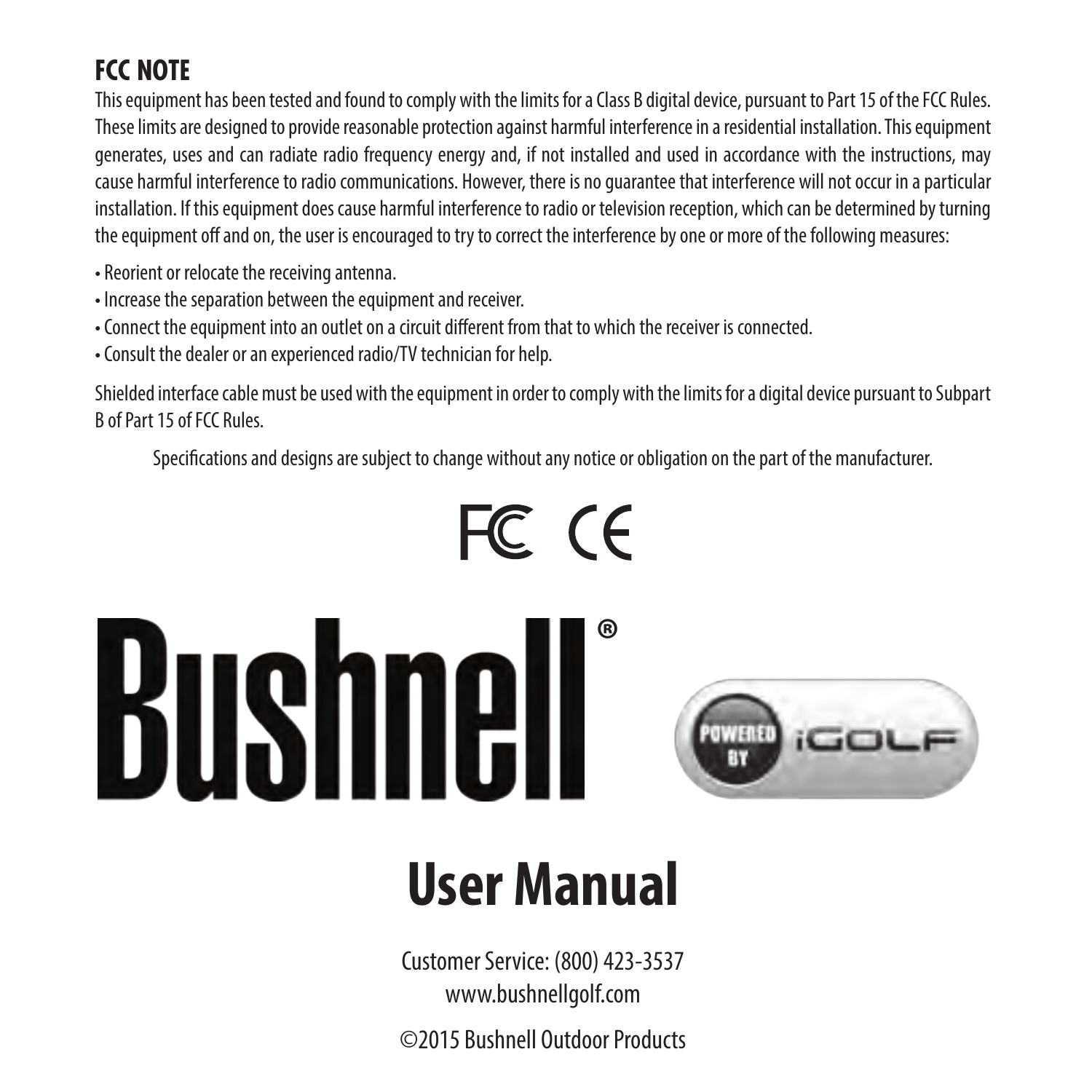## FCC NOTE

This equipment has been tested and found to comply with the limits for a Class B digital device, pursuant to Part 15 of the FCC Rules. These limits are designed to provide reasonable protection against harmful interference in a residential installation. This equipment generates, uses and can radiate radio frequency energy and, if not installed and used in accordance with the instructions, may cause harmful interference to radio communications. However, there is no guarantee that interference will not occur in a particular installation. If this equipment does cause harmful interference to radio or television reception, which can be determined by turning the equipment off and on, the user is encouraged to try to correct the interference by one or more of the following measures:

- Reorient or relocate the receiving antenna.
- Increase the separation between the equipment and receiver.
- Connect the equipment into an outlet on a circuit different from that to which the receiver is connected.
- Consult the dealer or an experienced radio/TV technician for help.

Shielded interface cable must be used with the equipment in order to comply with the limits for a digital device pursuant to Subpart B of Part 15 of FCC Rules.

Specifications and designs are subject to change without any notice or obligation on the part of the manufacturer.

FC CE

Bushnell®

POWERED BY iGOLF

# User Manual

Customer Service: (800) 423-3537
www.bushnellgolf.com

©2015 Bushnell Outdoor Products